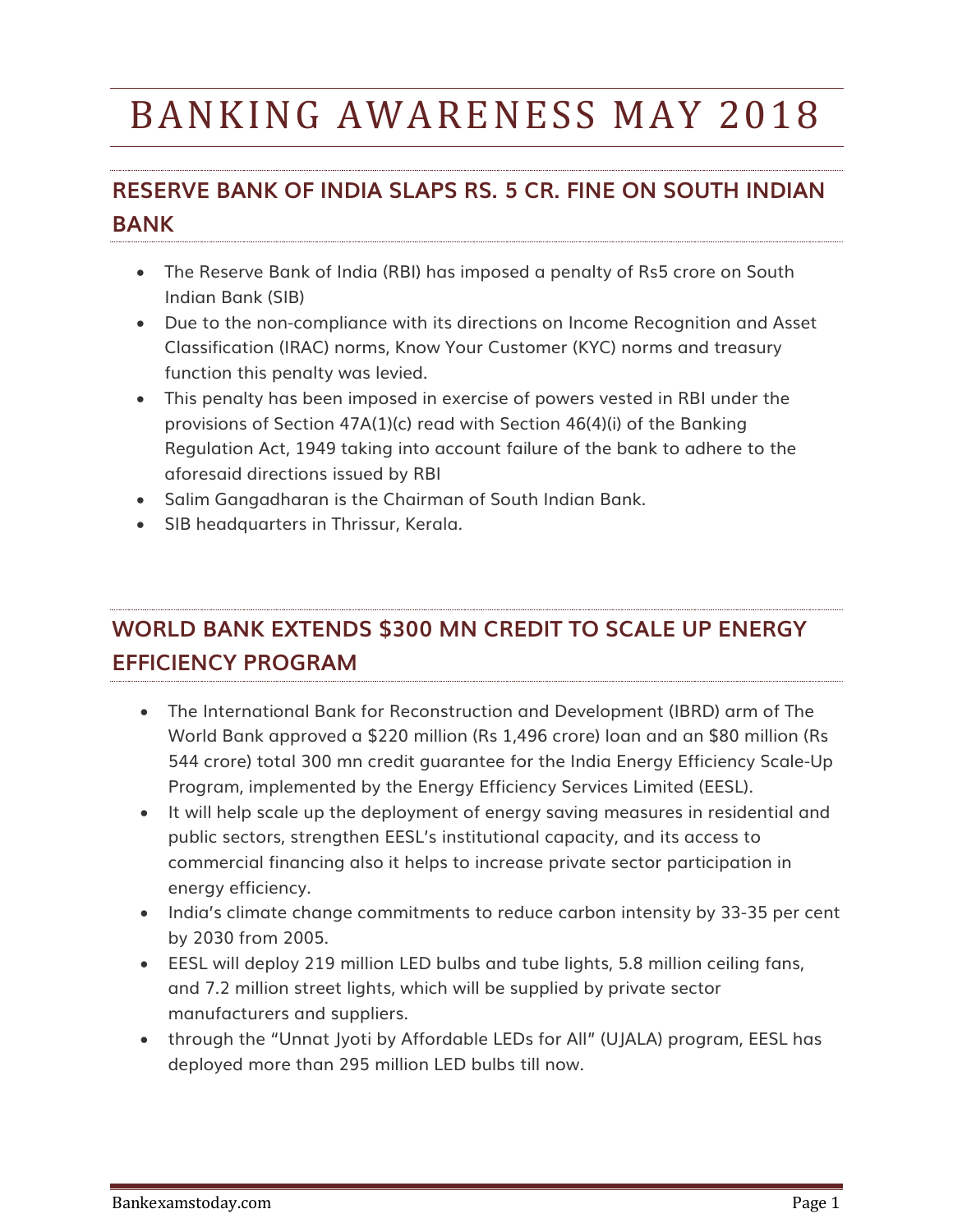# BANKING AWARENESS MAY 2018

## RESERVE BANK OF INDIA SLAPS RS. 5 CR. FINE ON SOUTH INDIAN BANK

- The Reserve Bank of India (RBI) has imposed a penalty of Rs5 crore on South Indian Bank (SIB)
- Due to the non-compliance with its directions on Income Recognition and Asset Classification (IRAC) norms, Know Your Customer (KYC) norms and treasury function this penalty was levied.
- This penalty has been imposed in exercise of powers vested in RBI under the provisions of Section 47A(1)(c) read with Section 46(4)(i) of the Banking Regulation Act, 1949 taking into account failure of the bank to adhere to the aforesaid directions issued by RBI
- Salim Gangadharan is the Chairman of South Indian Bank.
- SIB headquarters in Thrissur, Kerala.

## WORLD BANK EXTENDS $300 MN CREDIT TO SCALE UP ENERGY EFFICIENCY PROGRAM

- The International Bank for Reconstruction and Development (IBRD) arm of The World Bank approved a $220 million (Rs 1,496 crore) loan and an $80 million (Rs 544 crore) total 300 mn credit guarantee for the India Energy Efficiency Scale-Up Program, implemented by the Energy Efficiency Services Limited (EESL).
- It will help scale up the deployment of energy saving measures in residential and public sectors, strengthen EESL's institutional capacity, and its access to commercial financing also it helps to increase private sector participation in energy efficiency.
- India's climate change commitments to reduce carbon intensity by 33-35 per cent by 2030 from 2005.
- EESL will deploy 219 million LED bulbs and tube lights, 5.8 million ceiling fans, and 7.2 million street lights, which will be supplied by private sector manufacturers and suppliers.
- through the "Unnat Jyoti by Affordable LEDs for All" (UJALA) program, EESL has deployed more than 295 million LED bulbs till now.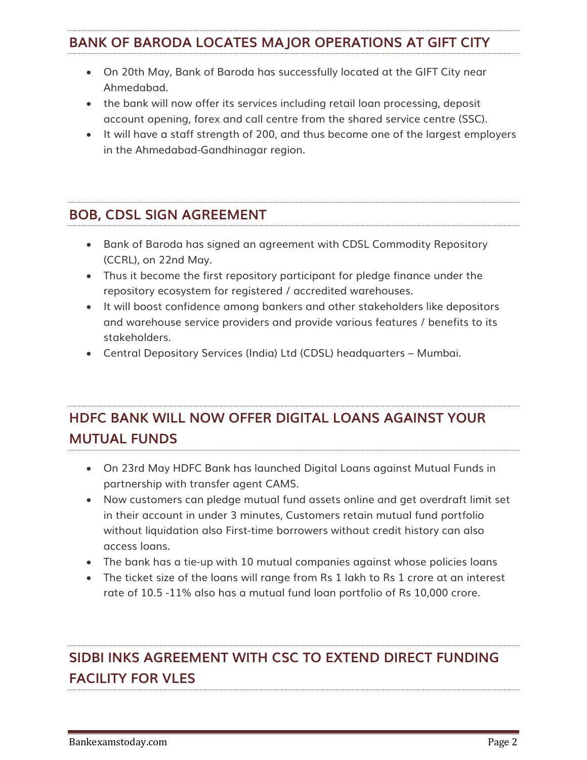## BANK OF BARODA LOCATES MAJOR OPERATIONS AT GIFT CITY

- On 20th May, Bank of Baroda has successfully located at the GIFT City near Ahmedabad.
- the bank will now offer its services including retail loan processing, deposit account opening, forex and call centre from the shared service centre (SSC).
- It will have a staff strength of 200, and thus become one of the largest employers in the Ahmedabad-Gandhinagar region.

## BOB, CDSL SIGN AGREEMENT

- Bank of Baroda has signed an agreement with CDSL Commodity Repository (CCRL), on 22nd May.
- Thus it become the first repository participant for pledge finance under the repository ecosystem for registered / accredited warehouses.
- It will boost confidence among bankers and other stakeholders like depositors and warehouse service providers and provide various features / benefits to its stakeholders.
- Central Depository Services (India) Ltd (CDSL) headquarters – Mumbai.

## HDFC BANK WILL NOW OFFER DIGITAL LOANS AGAINST YOUR MUTUAL FUNDS

- On 23rd May HDFC Bank has launched Digital Loans against Mutual Funds in partnership with transfer agent CAMS.
- Now customers can pledge mutual fund assets online and get overdraft limit set in their account in under 3 minutes, Customers retain mutual fund portfolio without liquidation also First-time borrowers without credit history can also access loans.
- The bank has a tie-up with 10 mutual companies against whose policies loans
- The ticket size of the loans will range from Rs 1 lakh to Rs 1 crore at an interest rate of 10.5 -11% also has a mutual fund loan portfolio of Rs 10,000 crore.

## SIDBI INKS AGREEMENT WITH CSC TO EXTEND DIRECT FUNDING FACILITY FOR VLES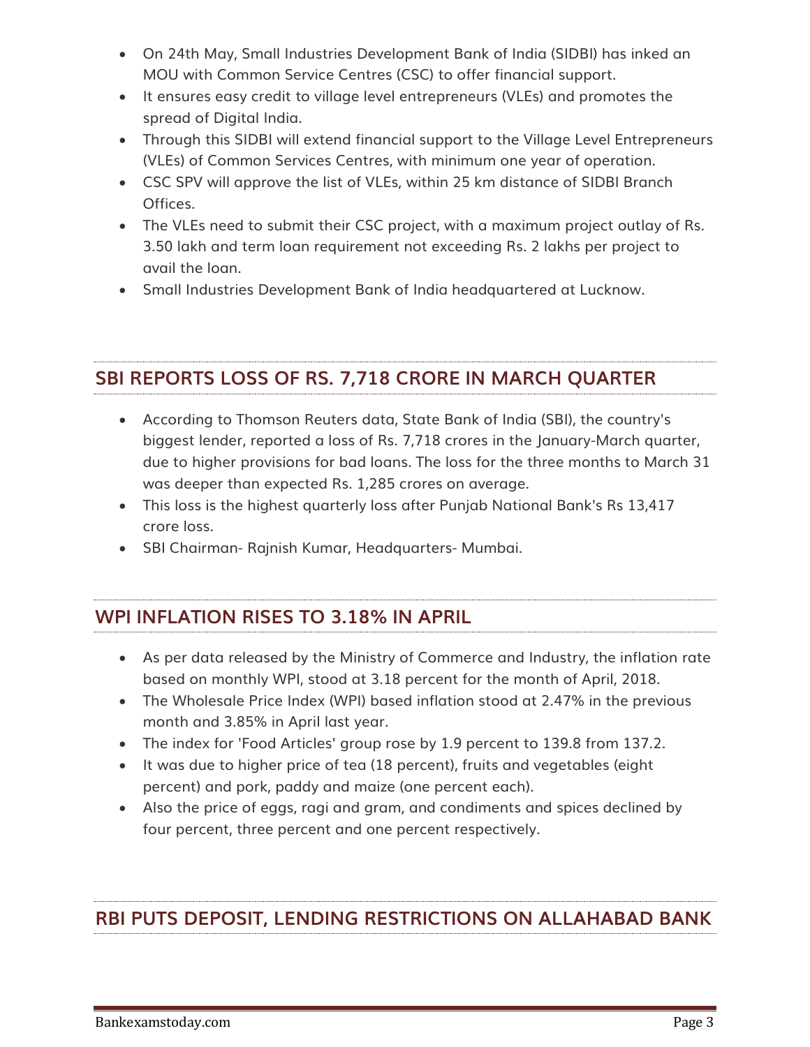- On 24th May, Small Industries Development Bank of India (SIDBI) has inked an MOU with Common Service Centres (CSC) to offer financial support.
- It ensures easy credit to village level entrepreneurs (VLEs) and promotes the spread of Digital India.
- Through this SIDBI will extend financial support to the Village Level Entrepreneurs (VLEs) of Common Services Centres, with minimum one year of operation.
- CSC SPV will approve the list of VLEs, within 25 km distance of SIDBI Branch Offices.
- The VLEs need to submit their CSC project, with a maximum project outlay of Rs. 3.50 lakh and term loan requirement not exceeding Rs. 2 lakhs per project to avail the loan.
- Small Industries Development Bank of India headquartered at Lucknow.

## SBI REPORTS LOSS OF RS. 7,718 CRORE IN MARCH QUARTER

- According to Thomson Reuters data, State Bank of India (SBI), the country's biggest lender, reported a loss of Rs. 7,718 crores in the January-March quarter, due to higher provisions for bad loans. The loss for the three months to March 31 was deeper than expected Rs. 1,285 crores on average.
- This loss is the highest quarterly loss after Punjab National Bank's Rs 13,417 crore loss.
- SBI Chairman- Rajnish Kumar, Headquarters- Mumbai.

## WPI INFLATION RISES TO 3.18% IN APRIL

- As per data released by the Ministry of Commerce and Industry, the inflation rate based on monthly WPI, stood at 3.18 percent for the month of April, 2018.
- The Wholesale Price Index (WPI) based inflation stood at 2.47% in the previous month and 3.85% in April last year.
- The index for 'Food Articles' group rose by 1.9 percent to 139.8 from 137.2.
- It was due to higher price of tea (18 percent), fruits and vegetables (eight percent) and pork, paddy and maize (one percent each).
- Also the price of eggs, ragi and gram, and condiments and spices declined by four percent, three percent and one percent respectively.

## RBI PUTS DEPOSIT, LENDING RESTRICTIONS ON ALLAHABAD BANK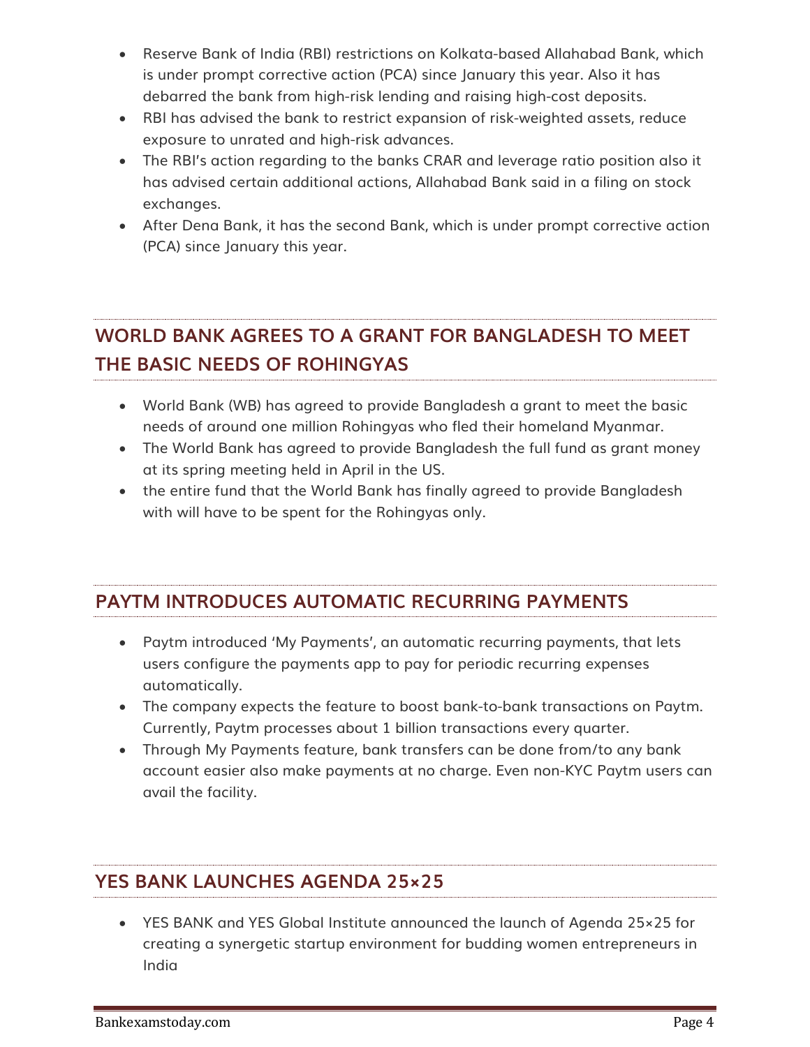- Reserve Bank of India (RBI) restrictions on Kolkata-based Allahabad Bank, which is under prompt corrective action (PCA) since January this year. Also it has debarred the bank from high-risk lending and raising high-cost deposits.
- RBI has advised the bank to restrict expansion of risk-weighted assets, reduce exposure to unrated and high-risk advances.
- The RBI's action regarding to the banks CRAR and leverage ratio position also it has advised certain additional actions, Allahabad Bank said in a filing on stock exchanges.
- After Dena Bank, it has the second Bank, which is under prompt corrective action (PCA) since January this year.

## WORLD BANK AGREES TO A GRANT FOR BANGLADESH TO MEET THE BASIC NEEDS OF ROHINGYAS

- World Bank (WB) has agreed to provide Bangladesh a grant to meet the basic needs of around one million Rohingyas who fled their homeland Myanmar.
- The World Bank has agreed to provide Bangladesh the full fund as grant money at its spring meeting held in April in the US.
- the entire fund that the World Bank has finally agreed to provide Bangladesh with will have to be spent for the Rohingyas only.

## PAYTM INTRODUCES AUTOMATIC RECURRING PAYMENTS

- Paytm introduced 'My Payments', an automatic recurring payments, that lets users configure the payments app to pay for periodic recurring expenses automatically.
- The company expects the feature to boost bank-to-bank transactions on Paytm. Currently, Paytm processes about 1 billion transactions every quarter.
- Through My Payments feature, bank transfers can be done from/to any bank account easier also make payments at no charge. Even non-KYC Paytm users can avail the facility.

## YES BANK LAUNCHES AGENDA 25×25

- YES BANK and YES Global Institute announced the launch of Agenda 25×25 for creating a synergetic startup environment for budding women entrepreneurs in India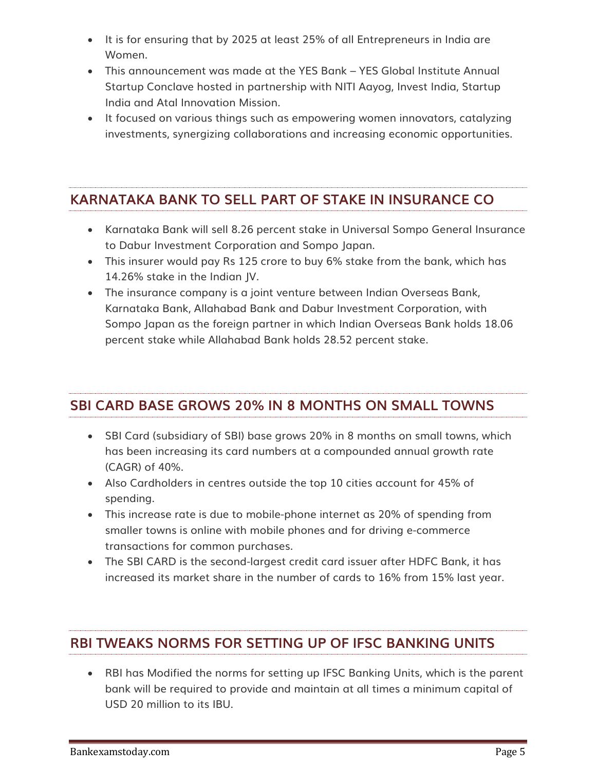- It is for ensuring that by 2025 at least 25% of all Entrepreneurs in India are Women.
- This announcement was made at the YES Bank – YES Global Institute Annual Startup Conclave hosted in partnership with NITI Aayog, Invest India, Startup India and Atal Innovation Mission.
- It focused on various things such as empowering women innovators, catalyzing investments, synergizing collaborations and increasing economic opportunities.

## KARNATAKA BANK TO SELL PART OF STAKE IN INSURANCE CO

- Karnataka Bank will sell 8.26 percent stake in Universal Sompo General Insurance to Dabur Investment Corporation and Sompo Japan.
- This insurer would pay Rs 125 crore to buy 6% stake from the bank, which has 14.26% stake in the Indian JV.
- The insurance company is a joint venture between Indian Overseas Bank, Karnataka Bank, Allahabad Bank and Dabur Investment Corporation, with Sompo Japan as the foreign partner in which Indian Overseas Bank holds 18.06 percent stake while Allahabad Bank holds 28.52 percent stake.

## SBI CARD BASE GROWS 20% IN 8 MONTHS ON SMALL TOWNS

- SBI Card (subsidiary of SBI) base grows 20% in 8 months on small towns, which has been increasing its card numbers at a compounded annual growth rate (CAGR) of 40%.
- Also Cardholders in centres outside the top 10 cities account for 45% of spending.
- This increase rate is due to mobile-phone internet as 20% of spending from smaller towns is online with mobile phones and for driving e-commerce transactions for common purchases.
- The SBI CARD is the second-largest credit card issuer after HDFC Bank, it has increased its market share in the number of cards to 16% from 15% last year.

## RBI TWEAKS NORMS FOR SETTING UP OF IFSC BANKING UNITS

- RBI has Modified the norms for setting up IFSC Banking Units, which is the parent bank will be required to provide and maintain at all times a minimum capital of USD 20 million to its IBU.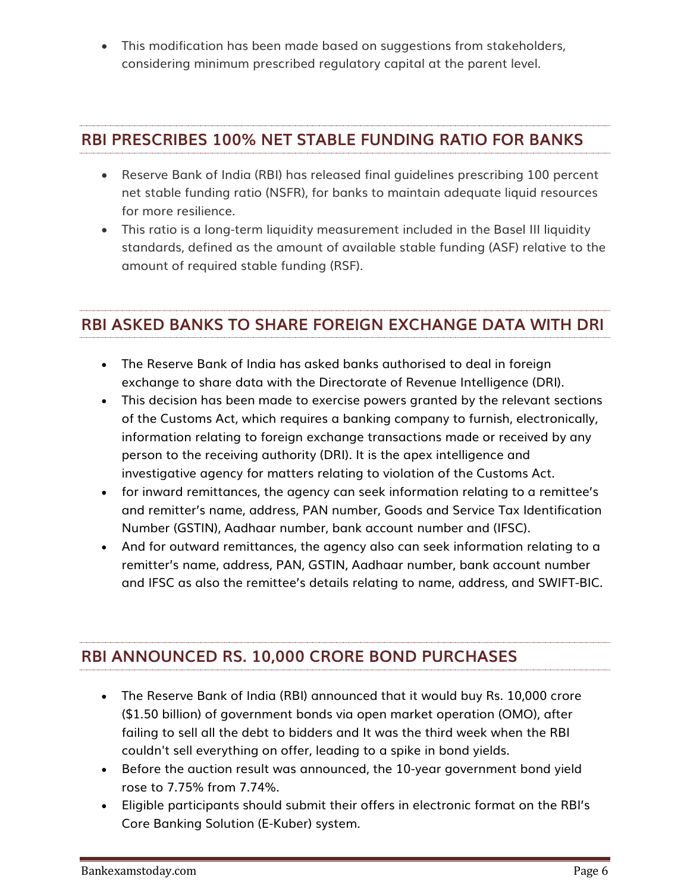- This modification has been made based on suggestions from stakeholders, considering minimum prescribed regulatory capital at the parent level.

## RBI PRESCRIBES 100% NET STABLE FUNDING RATIO FOR BANKS

- Reserve Bank of India (RBI) has released final guidelines prescribing 100 percent net stable funding ratio (NSFR), for banks to maintain adequate liquid resources for more resilience.
- This ratio is a long-term liquidity measurement included in the Basel III liquidity standards, defined as the amount of available stable funding (ASF) relative to the amount of required stable funding (RSF).

## RBI ASKED BANKS TO SHARE FOREIGN EXCHANGE DATA WITH DRI

- The Reserve Bank of India has asked banks authorised to deal in foreign exchange to share data with the Directorate of Revenue Intelligence (DRI).
- This decision has been made to exercise powers granted by the relevant sections of the Customs Act, which requires a banking company to furnish, electronically, information relating to foreign exchange transactions made or received by any person to the receiving authority (DRI). It is the apex intelligence and investigative agency for matters relating to violation of the Customs Act.
- for inward remittances, the agency can seek information relating to a remittee's and remitter's name, address, PAN number, Goods and Service Tax Identification Number (GSTIN), Aadhaar number, bank account number and (IFSC).
- And for outward remittances, the agency also can seek information relating to a remitter's name, address, PAN, GSTIN, Aadhaar number, bank account number and IFSC as also the remittee's details relating to name, address, and SWIFT-BIC.

## RBI ANNOUNCED RS. 10,000 CRORE BOND PURCHASES

- The Reserve Bank of India (RBI) announced that it would buy Rs. 10,000 crore ($1.50 billion) of government bonds via open market operation (OMO), after failing to sell all the debt to bidders and It was the third week when the RBI couldn't sell everything on offer, leading to a spike in bond yields.
- Before the auction result was announced, the 10-year government bond yield rose to 7.75% from 7.74%.
- Eligible participants should submit their offers in electronic format on the RBI's Core Banking Solution (E-Kuber) system.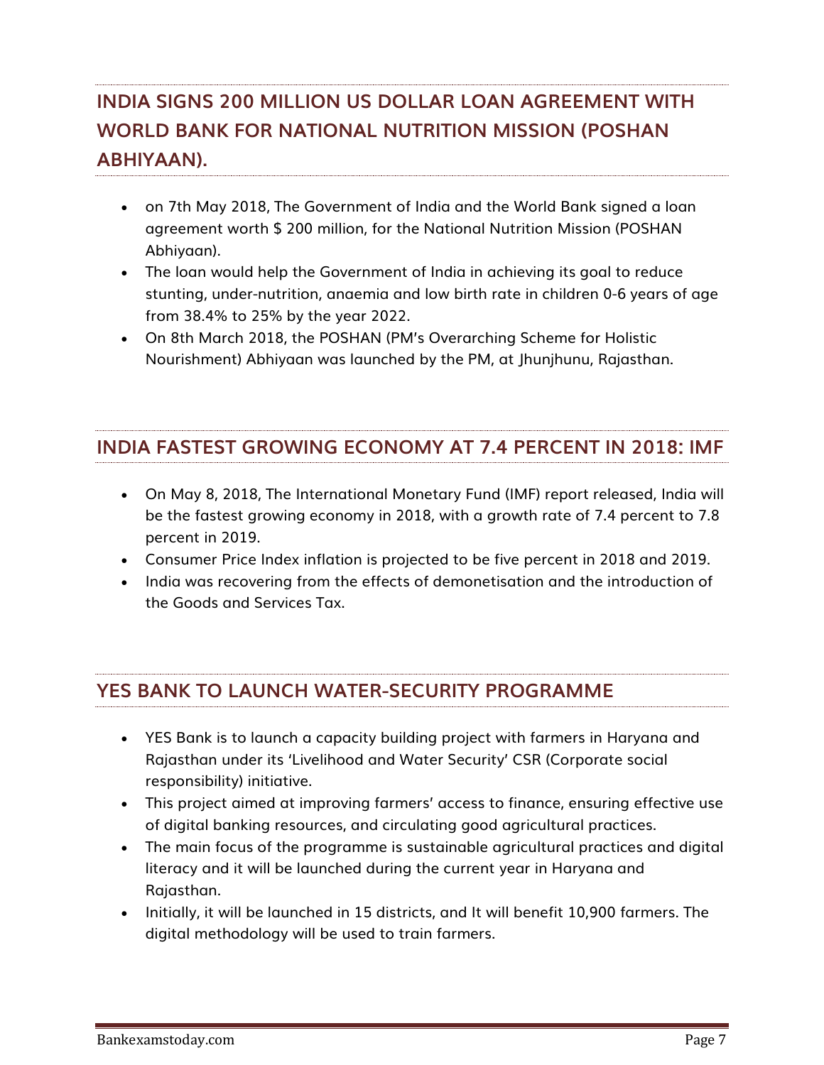## INDIA SIGNS 200 MILLION US DOLLAR LOAN AGREEMENT WITH WORLD BANK FOR NATIONAL NUTRITION MISSION (POSHAN ABHIYAAN).

- on 7th May 2018, The Government of India and the World Bank signed a loan agreement worth $ 200 million, for the National Nutrition Mission (POSHAN Abhiyaan).
- The loan would help the Government of India in achieving its goal to reduce stunting, under-nutrition, anaemia and low birth rate in children 0-6 years of age from 38.4% to 25% by the year 2022.
- On 8th March 2018, the POSHAN (PM's Overarching Scheme for Holistic Nourishment) Abhiyaan was launched by the PM, at Jhunjhunu, Rajasthan.

## INDIA FASTEST GROWING ECONOMY AT 7.4 PERCENT IN 2018: IMF

- On May 8, 2018, The International Monetary Fund (IMF) report released, India will be the fastest growing economy in 2018, with a growth rate of 7.4 percent to 7.8 percent in 2019.
- Consumer Price Index inflation is projected to be five percent in 2018 and 2019.
- India was recovering from the effects of demonetisation and the introduction of the Goods and Services Tax.

## YES BANK TO LAUNCH WATER-SECURITY PROGRAMME

- YES Bank is to launch a capacity building project with farmers in Haryana and Rajasthan under its 'Livelihood and Water Security' CSR (Corporate social responsibility) initiative.
- This project aimed at improving farmers' access to finance, ensuring effective use of digital banking resources, and circulating good agricultural practices.
- The main focus of the programme is sustainable agricultural practices and digital literacy and it will be launched during the current year in Haryana and Rajasthan.
- Initially, it will be launched in 15 districts, and It will benefit 10,900 farmers. The digital methodology will be used to train farmers.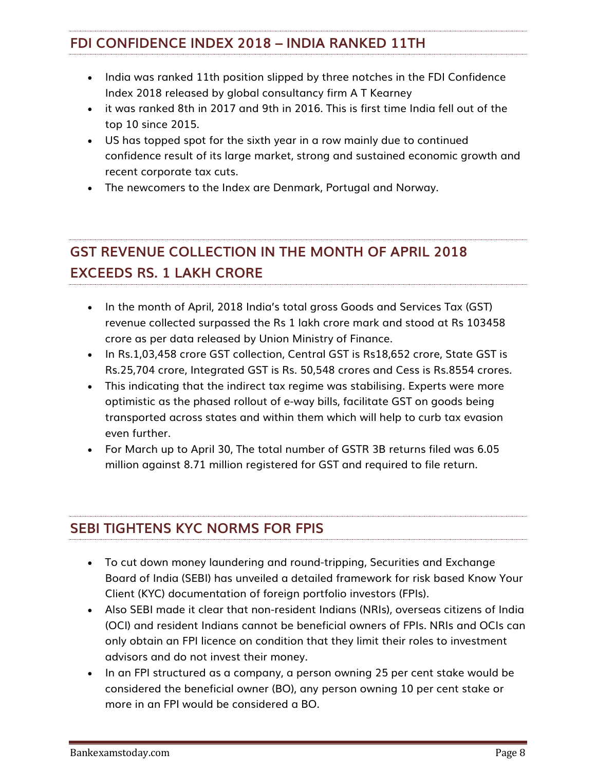## FDI CONFIDENCE INDEX 2018 – INDIA RANKED 11TH

- India was ranked 11th position slipped by three notches in the FDI Confidence Index 2018 released by global consultancy firm A T Kearney
- it was ranked 8th in 2017 and 9th in 2016. This is first time India fell out of the top 10 since 2015.
- US has topped spot for the sixth year in a row mainly due to continued confidence result of its large market, strong and sustained economic growth and recent corporate tax cuts.
- The newcomers to the Index are Denmark, Portugal and Norway.

## GST REVENUE COLLECTION IN THE MONTH OF APRIL 2018 EXCEEDS RS. 1 LAKH CRORE

- In the month of April, 2018 India's total gross Goods and Services Tax (GST) revenue collected surpassed the Rs 1 lakh crore mark and stood at Rs 103458 crore as per data released by Union Ministry of Finance.
- In Rs.1,03,458 crore GST collection, Central GST is Rs18,652 crore, State GST is Rs.25,704 crore, Integrated GST is Rs. 50,548 crores and Cess is Rs.8554 crores.
- This indicating that the indirect tax regime was stabilising. Experts were more optimistic as the phased rollout of e-way bills, facilitate GST on goods being transported across states and within them which will help to curb tax evasion even further.
- For March up to April 30, The total number of GSTR 3B returns filed was 6.05 million against 8.71 million registered for GST and required to file return.

## SEBI TIGHTENS KYC NORMS FOR FPIS

- To cut down money laundering and round-tripping, Securities and Exchange Board of India (SEBI) has unveiled a detailed framework for risk based Know Your Client (KYC) documentation of foreign portfolio investors (FPIs).
- Also SEBI made it clear that non-resident Indians (NRIs), overseas citizens of India (OCI) and resident Indians cannot be beneficial owners of FPIs. NRIs and OCIs can only obtain an FPI licence on condition that they limit their roles to investment advisors and do not invest their money.
- In an FPI structured as a company, a person owning 25 per cent stake would be considered the beneficial owner (BO), any person owning 10 per cent stake or more in an FPI would be considered a BO.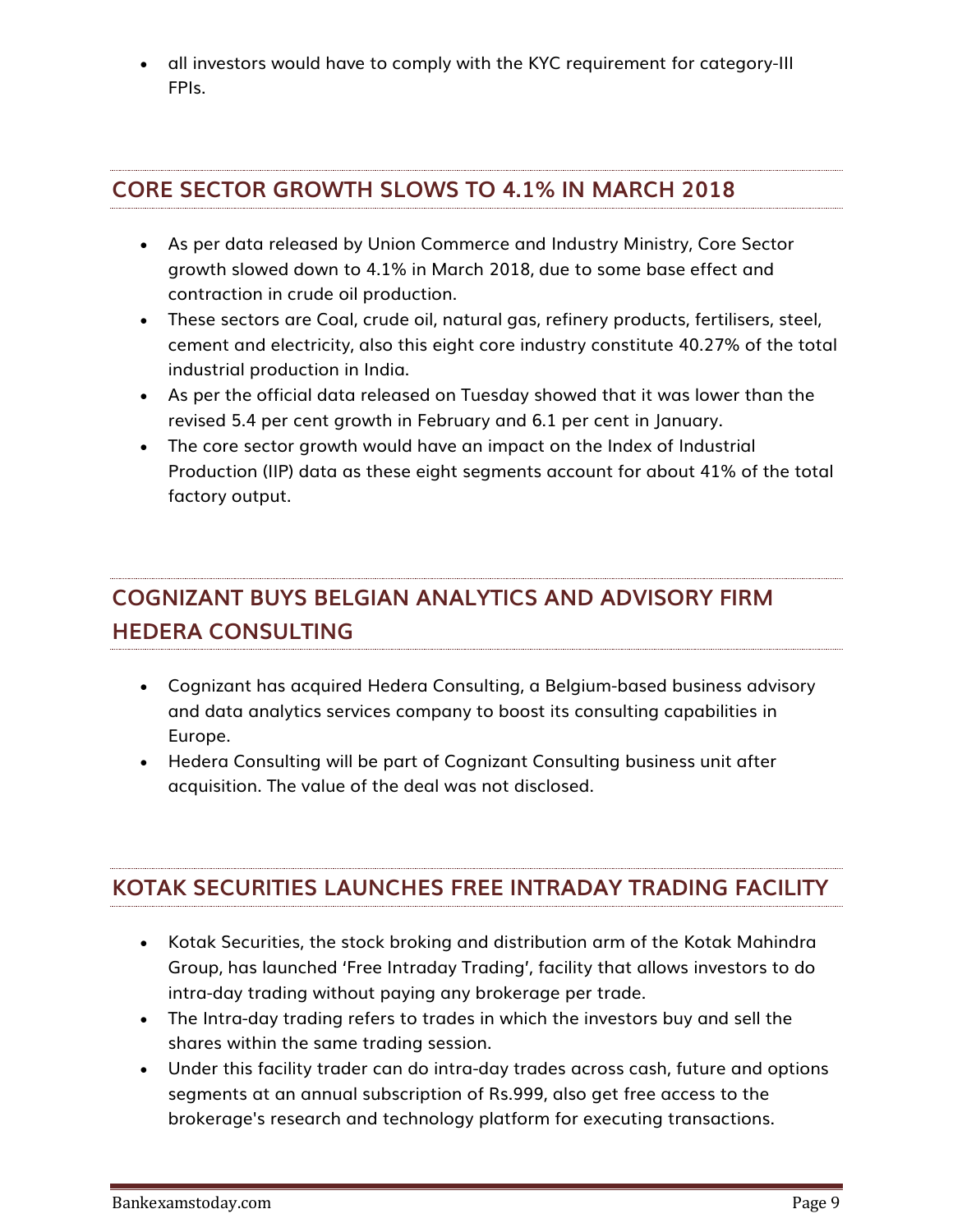- all investors would have to comply with the KYC requirement for category-III FPIs.

## CORE SECTOR GROWTH SLOWS TO 4.1% IN MARCH 2018

- As per data released by Union Commerce and Industry Ministry, Core Sector growth slowed down to 4.1% in March 2018, due to some base effect and contraction in crude oil production.
- These sectors are Coal, crude oil, natural gas, refinery products, fertilisers, steel, cement and electricity, also this eight core industry constitute 40.27% of the total industrial production in India.
- As per the official data released on Tuesday showed that it was lower than the revised 5.4 per cent growth in February and 6.1 per cent in January.
- The core sector growth would have an impact on the Index of Industrial Production (IIP) data as these eight segments account for about 41% of the total factory output.

## COGNIZANT BUYS BELGIAN ANALYTICS AND ADVISORY FIRM HEDERA CONSULTING

- Cognizant has acquired Hedera Consulting, a Belgium-based business advisory and data analytics services company to boost its consulting capabilities in Europe.
- Hedera Consulting will be part of Cognizant Consulting business unit after acquisition. The value of the deal was not disclosed.

## KOTAK SECURITIES LAUNCHES FREE INTRADAY TRADING FACILITY

- Kotak Securities, the stock broking and distribution arm of the Kotak Mahindra Group, has launched 'Free Intraday Trading', facility that allows investors to do intra-day trading without paying any brokerage per trade.
- The Intra-day trading refers to trades in which the investors buy and sell the shares within the same trading session.
- Under this facility trader can do intra-day trades across cash, future and options segments at an annual subscription of Rs.999, also get free access to the brokerage's research and technology platform for executing transactions.